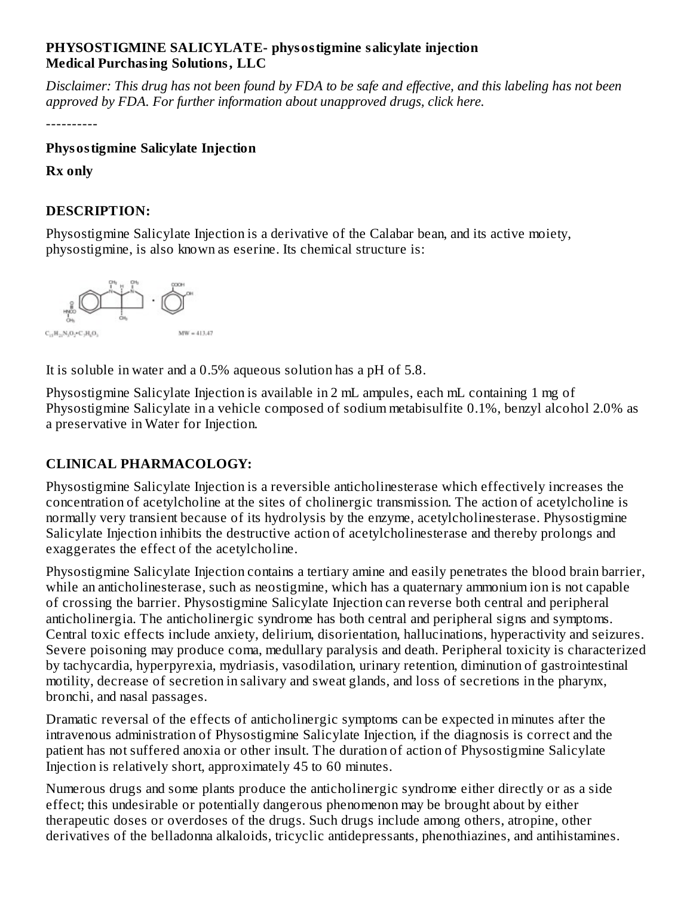**PHYSOSTIGMINE SALICYLATE- physostigmine salicylate injection**
**Medical Purchasing Solutions, LLC**

*Disclaimer: This drug has not been found by FDA to be safe and effective, and this labeling has not been approved by FDA. For further information about unapproved drugs, click here.*

----------

**Physostigmine Salicylate Injection**

**Rx only**

## DESCRIPTION:

Physostigmine Salicylate Injection is a derivative of the Calabar bean, and its active moiety, physostigmine, is also known as eserine. Its chemical structure is:

$C_{15}H_{21}N_3O_2 \cdot C_7H_6O_3$ MW = 413.47

It is soluble in water and a 0.5% aqueous solution has a pH of 5.8.

Physostigmine Salicylate Injection is available in 2 mL ampules, each mL containing 1 mg of Physostigmine Salicylate in a vehicle composed of sodium metabisulfite 0.1%, benzyl alcohol 2.0% as a preservative in Water for Injection.

## CLINICAL PHARMACOLOGY:

Physostigmine Salicylate Injection is a reversible anticholinesterase which effectively increases the concentration of acetylcholine at the sites of cholinergic transmission. The action of acetylcholine is normally very transient because of its hydrolysis by the enzyme, acetylcholinesterase. Physostigmine Salicylate Injection inhibits the destructive action of acetylcholinesterase and thereby prolongs and exaggerates the effect of the acetylcholine.

Physostigmine Salicylate Injection contains a tertiary amine and easily penetrates the blood brain barrier, while an anticholinesterase, such as neostigmine, which has a quaternary ammonium ion is not capable of crossing the barrier. Physostigmine Salicylate Injection can reverse both central and peripheral anticholinergia. The anticholinergic syndrome has both central and peripheral signs and symptoms. Central toxic effects include anxiety, delirium, disorientation, hallucinations, hyperactivity and seizures. Severe poisoning may produce coma, medullary paralysis and death. Peripheral toxicity is characterized by tachycardia, hyperpyrexia, mydriasis, vasodilation, urinary retention, diminution of gastrointestinal motility, decrease of secretion in salivary and sweat glands, and loss of secretions in the pharynx, bronchi, and nasal passages.

Dramatic reversal of the effects of anticholinergic symptoms can be expected in minutes after the intravenous administration of Physostigmine Salicylate Injection, if the diagnosis is correct and the patient has not suffered anoxia or other insult. The duration of action of Physostigmine Salicylate Injection is relatively short, approximately 45 to 60 minutes.

Numerous drugs and some plants produce the anticholinergic syndrome either directly or as a side effect; this undesirable or potentially dangerous phenomenon may be brought about by either therapeutic doses or overdoses of the drugs. Such drugs include among others, atropine, other derivatives of the belladonna alkaloids, tricyclic antidepressants, phenothiazines, and antihistamines.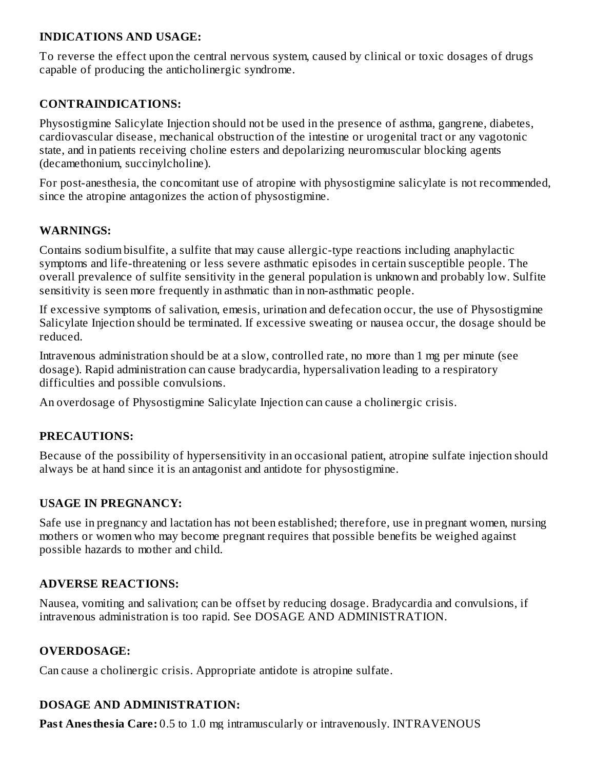## INDICATIONS AND USAGE:

To reverse the effect upon the central nervous system, caused by clinical or toxic dosages of drugs capable of producing the anticholinergic syndrome.

## CONTRAINDICATIONS:

Physostigmine Salicylate Injection should not be used in the presence of asthma, gangrene, diabetes, cardiovascular disease, mechanical obstruction of the intestine or urogenital tract or any vagotonic state, and in patients receiving choline esters and depolarizing neuromuscular blocking agents (decamethonium, succinylcholine).

For post-anesthesia, the concomitant use of atropine with physostigmine salicylate is not recommended, since the atropine antagonizes the action of physostigmine.

## WARNINGS:

Contains sodium bisulfite, a sulfite that may cause allergic-type reactions including anaphylactic symptoms and life-threatening or less severe asthmatic episodes in certain susceptible people. The overall prevalence of sulfite sensitivity in the general population is unknown and probably low. Sulfite sensitivity is seen more frequently in asthmatic than in non-asthmatic people.

If excessive symptoms of salivation, emesis, urination and defecation occur, the use of Physostigmine Salicylate Injection should be terminated. If excessive sweating or nausea occur, the dosage should be reduced.

Intravenous administration should be at a slow, controlled rate, no more than 1 mg per minute (see dosage). Rapid administration can cause bradycardia, hypersalivation leading to a respiratory difficulties and possible convulsions.

An overdosage of Physostigmine Salicylate Injection can cause a cholinergic crisis.

## PRECAUTIONS:

Because of the possibility of hypersensitivity in an occasional patient, atropine sulfate injection should always be at hand since it is an antagonist and antidote for physostigmine.

## USAGE IN PREGNANCY:

Safe use in pregnancy and lactation has not been established; therefore, use in pregnant women, nursing mothers or women who may become pregnant requires that possible benefits be weighed against possible hazards to mother and child.

## ADVERSE REACTIONS:

Nausea, vomiting and salivation; can be offset by reducing dosage. Bradycardia and convulsions, if intravenous administration is too rapid. See DOSAGE AND ADMINISTRATION.

## OVERDOSAGE:

Can cause a cholinergic crisis. Appropriate antidote is atropine sulfate.

## DOSAGE AND ADMINISTRATION:

**Past Anesthesia Care:** 0.5 to 1.0 mg intramuscularly or intravenously. INTRAVENOUS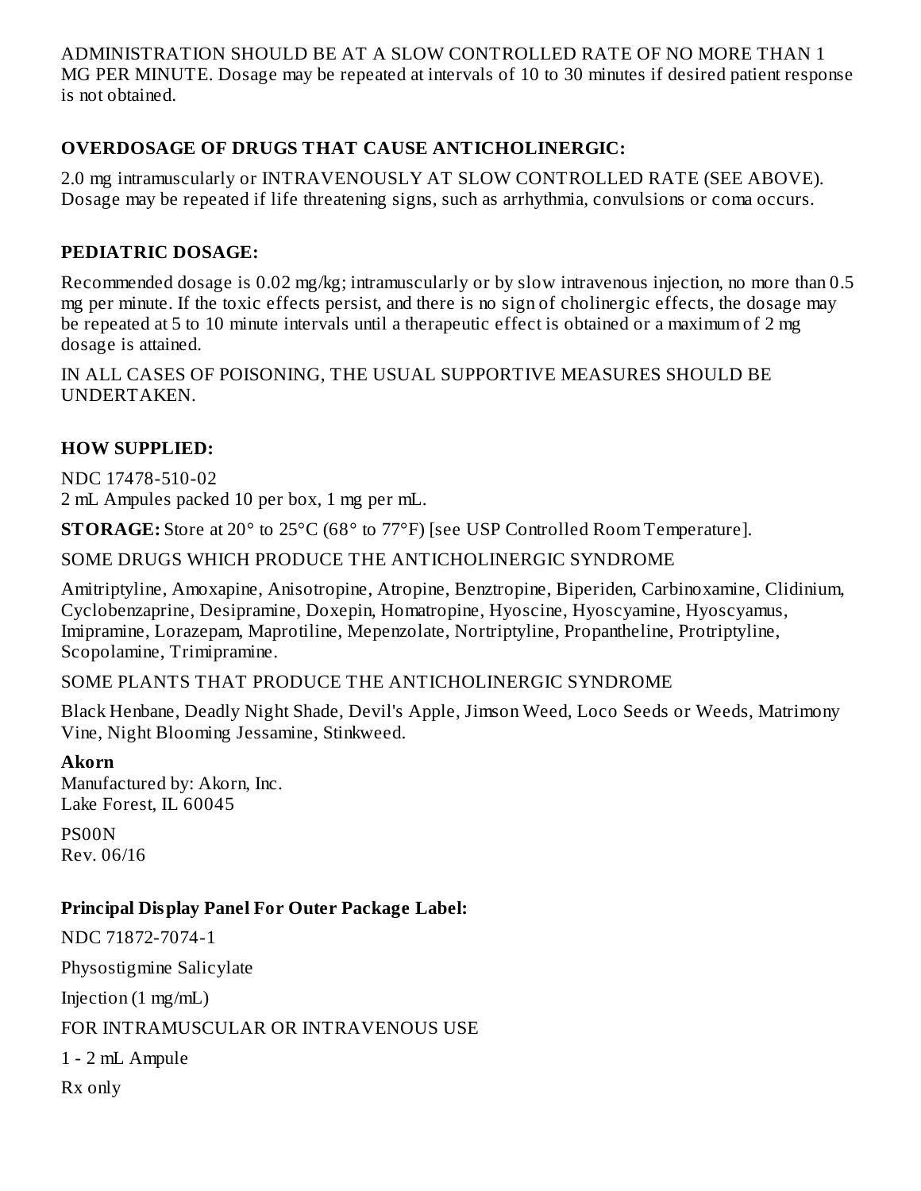ADMINISTRATION SHOULD BE AT A SLOW CONTROLLED RATE OF NO MORE THAN 1 MG PER MINUTE. Dosage may be repeated at intervals of 10 to 30 minutes if desired patient response is not obtained.

### OVERDOSAGE OF DRUGS THAT CAUSE ANTICHOLINERGIC:

2.0 mg intramuscularly or INTRAVENOUSLY AT SLOW CONTROLLED RATE (SEE ABOVE). Dosage may be repeated if life threatening signs, such as arrhythmia, convulsions or coma occurs.

### PEDIATRIC DOSAGE:

Recommended dosage is 0.02 mg/kg; intramuscularly or by slow intravenous injection, no more than 0.5 mg per minute. If the toxic effects persist, and there is no sign of cholinergic effects, the dosage may be repeated at 5 to 10 minute intervals until a therapeutic effect is obtained or a maximum of 2 mg dosage is attained.

IN ALL CASES OF POISONING, THE USUAL SUPPORTIVE MEASURES SHOULD BE UNDERTAKEN.

### HOW SUPPLIED:

NDC 17478-510-02
2 mL Ampules packed 10 per box, 1 mg per mL.

**STORAGE:** Store at 20° to 25°C (68° to 77°F) [see USP Controlled Room Temperature].

SOME DRUGS WHICH PRODUCE THE ANTICHOLINERGIC SYNDROME

Amitriptyline, Amoxapine, Anisotropine, Atropine, Benztropine, Biperiden, Carbinoxamine, Clidinium, Cyclobenzaprine, Desipramine, Doxepin, Homatropine, Hyoscine, Hyoscyamine, Hyoscyamus, Imipramine, Lorazepam, Maprotiline, Mepenzolate, Nortriptyline, Propantheline, Protriptyline, Scopolamine, Trimipramine.

SOME PLANTS THAT PRODUCE THE ANTICHOLINERGIC SYNDROME

Black Henbane, Deadly Night Shade, Devil's Apple, Jimson Weed, Loco Seeds or Weeds, Matrimony Vine, Night Blooming Jessamine, Stinkweed.

**Akorn**
Manufactured by: Akorn, Inc.
Lake Forest, IL 60045

PS00N
Rev. 06/16

### Principal Display Panel For Outer Package Label:

NDC 71872-7074-1

Physostigmine Salicylate

Injection (1 mg/mL)

FOR INTRAMUSCULAR OR INTRAVENOUS USE

1 - 2 mL Ampule

Rx only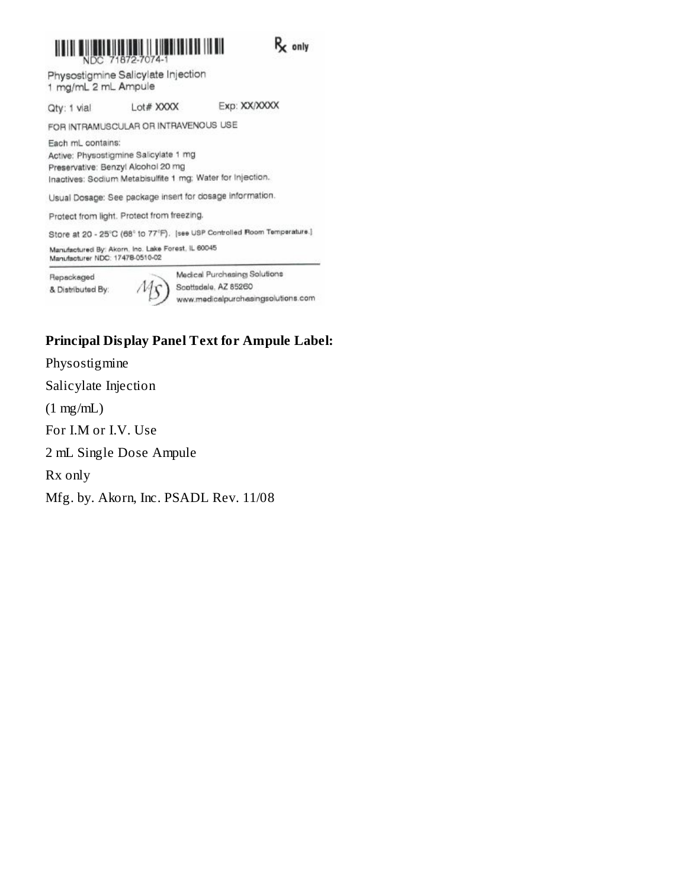NDC 71872-7074-1

Rx only

Physostigmine Salicylate Injection
1 mg/mL 2 mL Ampule

Qty: 1 vial Lot# XXXX Exp: XX/XXXX

FOR INTRAMUSCULAR OR INTRAVENOUS USE

Each mL contains:
Active: Physostigmine Salicylate 1 mg
Preservative: Benzyl Alcohol 20 mg
Inactives: Sodium Metabisulfite 1 mg; Water for Injection.

Usual Dosage: See package insert for dosage information.

Protect from light. Protect from freezing.

Store at 20 - 25°C (68° to 77°F). [see USP Controlled Room Temperature.]

Manufactured By: Akorn, Inc. Lake Forest, IL 60045
Manufacturer NDC: 17478-0510-02

Repackaged & Distributed By: Medical Purchasing Solutions
Scottsdale, AZ 85260
www.medicalpurchasingsolutions.com

**Principal Display Panel Text for Ampule Label:**

Physostigmine

Salicylate Injection

(1 mg/mL)

For I.M or I.V. Use

2 mL Single Dose Ampule

Rx only

Mfg. by. Akorn, Inc. PSADL Rev. 11/08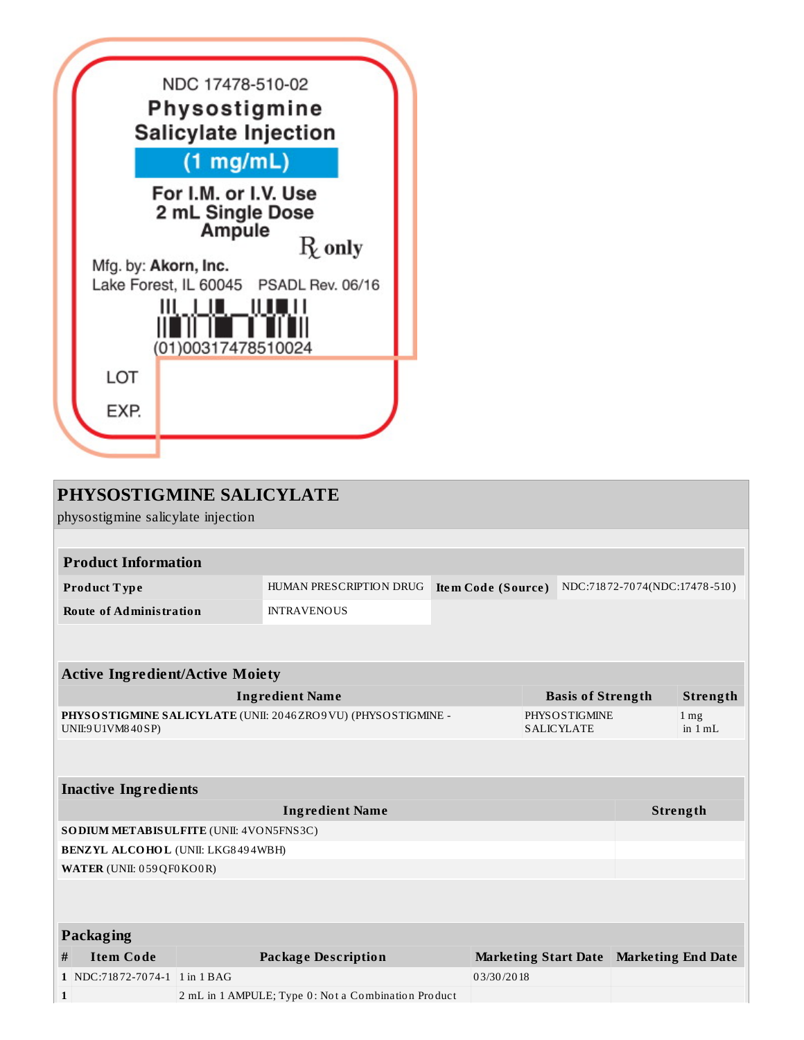NDC 17478-510-02

**Physostigmine Salicylate Injection**

**(1 mg/mL)**

**For I.M. or I.V. Use**
**2 mL Single Dose Ampule**

℞ only

Mfg. by: **Akorn, Inc.**
Lake Forest, IL 60045 PSADL Rev. 06/16

(01)00317478510024

LOT

EXP.

# PHYSOSTIGMINE SALICYLATE

physostigmine salicylate injection

| **Product Information** | | | |
|---|---|---|---|
| **Product Type** | HUMAN PRESCRIPTION DRUG | **Item Code (Source)** | NDC:71872-7074(NDC:17478-510) |
| **Route of Administration** | INTRAVENOUS | | |

| **Active Ingredient/Active Moiety** | | |
|---|---|---|
| **Ingredient Name** | **Basis of Strength** | **Strength** |
| **PHYSOSTIGMINE SALICYLATE** (UNII: 2046ZRO9VU) (PHYSOSTIGMINE - UNII:9U1VM840SP) | PHYSOSTIGMINE SALICYLATE | 1 mg in 1 mL |

| **Inactive Ingredients** | |
|---|---|
| **Ingredient Name** | **Strength** |
| **SODIUM METABISULFITE** (UNII: 4VON5FNS3C) | |
| **BENZYL ALCOHOL** (UNII: LKG8494WBH) | |
| **WATER** (UNII: 059QF0KO0R) | |

| **Packaging** | | | | |
|---|---|---|---|---|
| **#** | **Item Code** | **Package Description** | **Marketing Start Date** | **Marketing End Date** |
| 1 | NDC:71872-7074-1 | 1 in 1 BAG | 03/30/2018 | |
| 1 | | 2 mL in 1 AMPULE; Type 0: Not a Combination Product | | |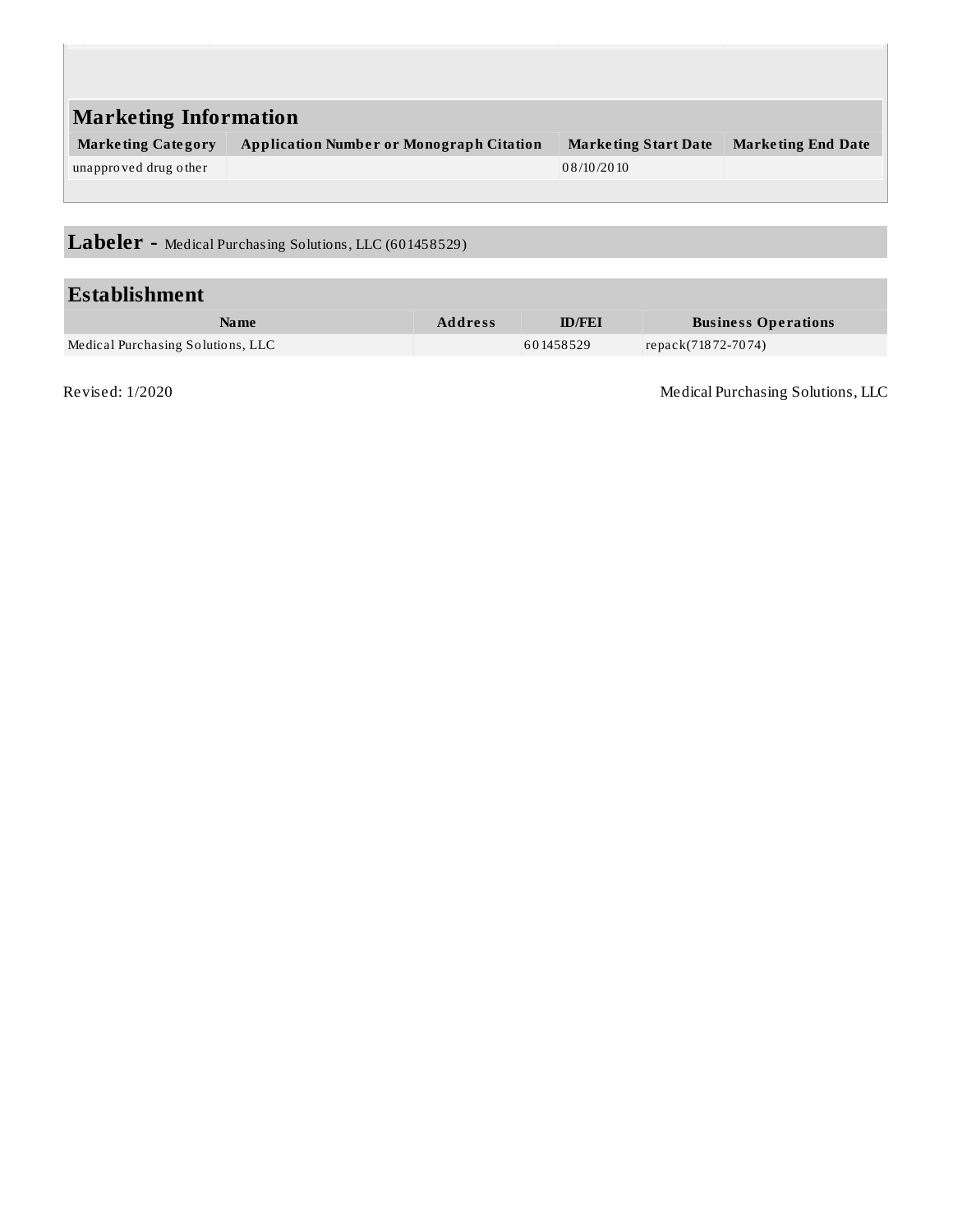## Marketing Information

| Marketing Category | Application Number or Monograph Citation | Marketing Start Date | Marketing End Date |
|---|---|---|---|
| unapproved drug other | | 08/10/2010 | |

## Labeler - Medical Purchasing Solutions, LLC (601458529)

## Establishment

| Name | Address | ID/FEI | Business Operations |
|---|---|---|---|
| Medical Purchasing Solutions, LLC | | 601458529 | repack(71872-7074) |

Revised: 1/2020

Medical Purchasing Solutions, LLC